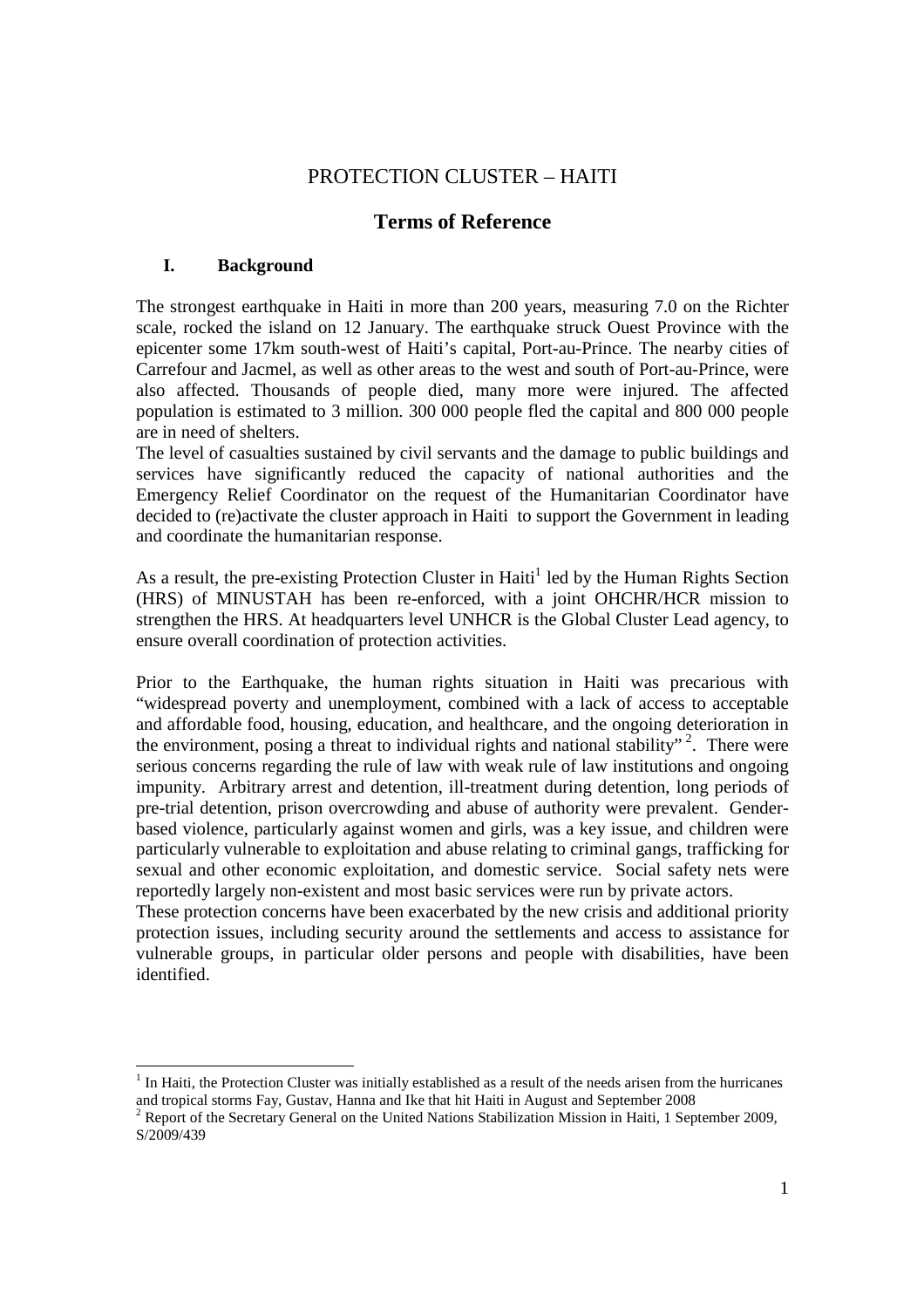# PROTECTION CLUSTER – HAITI

## Terms of Reference

### I. Background

The strongest earthquake in Haiti in more than 200 years, measuring 7.0 on the Richter scale, rocked the island on 12 January. The earthquake struck Ouest Province with the epicenter some 17km south-west of Haiti's capital, Port-au-Prince. The nearby cities of Carrefour and Jacmel, as well as other areas to the west and south of Port-au-Prince, were also affected. Thousands of people died, many more were injured. The affected population is estimated to 3 million. 300 000 people fled the capital and 800 000 people are in need of shelters.

The level of casualties sustained by civil servants and the damage to public buildings and services have significantly reduced the capacity of national authorities and the Emergency Relief Coordinator on the request of the Humanitarian Coordinator have decided to (re)activate the cluster approach in Haiti to support the Government in leading and coordinate the humanitarian response.

As a result, the pre-existing Protection Cluster in Haiti[1] led by the Human Rights Section (HRS) of MINUSTAH has been re-enforced, with a joint OHCHR/HCR mission to strengthen the HRS. At headquarters level UNHCR is the Global Cluster Lead agency, to ensure overall coordination of protection activities.

Prior to the Earthquake, the human rights situation in Haiti was precarious with "widespread poverty and unemployment, combined with a lack of access to acceptable and affordable food, housing, education, and healthcare, and the ongoing deterioration in the environment, posing a threat to individual rights and national stability"[2]. There were serious concerns regarding the rule of law with weak rule of law institutions and ongoing impunity. Arbitrary arrest and detention, ill-treatment during detention, long periods of pre-trial detention, prison overcrowding and abuse of authority were prevalent. Gender-based violence, particularly against women and girls, was a key issue, and children were particularly vulnerable to exploitation and abuse relating to criminal gangs, trafficking for sexual and other economic exploitation, and domestic service. Social safety nets were reportedly largely non-existent and most basic services were run by private actors.

These protection concerns have been exacerbated by the new crisis and additional priority protection issues, including security around the settlements and access to assistance for vulnerable groups, in particular older persons and people with disabilities, have been identified.

---

[1] In Haiti, the Protection Cluster was initially established as a result of the needs arisen from the hurricanes and tropical storms Fay, Gustav, Hanna and Ike that hit Haiti in August and September 2008

[2] Report of the Secretary General on the United Nations Stabilization Mission in Haiti, 1 September 2009, S/2009/439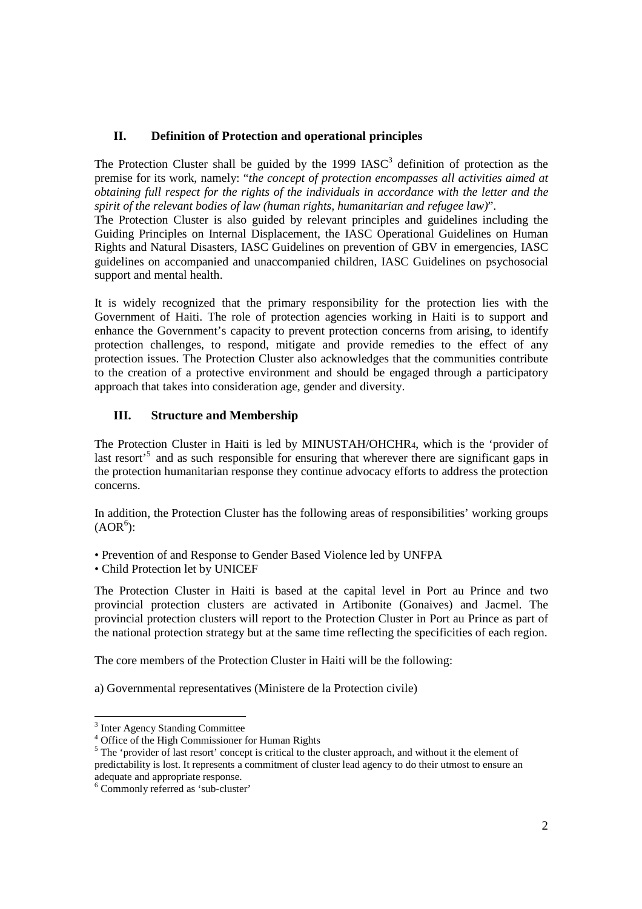## II. Definition of Protection and operational principles

The Protection Cluster shall be guided by the 1999 IASC[3] definition of protection as the premise for its work, namely: "*the concept of protection encompasses all activities aimed at obtaining full respect for the rights of the individuals in accordance with the letter and the spirit of the relevant bodies of law (human rights, humanitarian and refugee law)*".
The Protection Cluster is also guided by relevant principles and guidelines including the Guiding Principles on Internal Displacement, the IASC Operational Guidelines on Human Rights and Natural Disasters, IASC Guidelines on prevention of GBV in emergencies, IASC guidelines on accompanied and unaccompanied children, IASC Guidelines on psychosocial support and mental health.

It is widely recognized that the primary responsibility for the protection lies with the Government of Haiti. The role of protection agencies working in Haiti is to support and enhance the Government's capacity to prevent protection concerns from arising, to identify protection challenges, to respond, mitigate and provide remedies to the effect of any protection issues. The Protection Cluster also acknowledges that the communities contribute to the creation of a protective environment and should be engaged through a participatory approach that takes into consideration age, gender and diversity.

## III. Structure and Membership

The Protection Cluster in Haiti is led by MINUSTAH/OHCHR[4], which is the 'provider of last resort'[5] and as such responsible for ensuring that wherever there are significant gaps in the protection humanitarian response they continue advocacy efforts to address the protection concerns.

In addition, the Protection Cluster has the following areas of responsibilities' working groups (AOR[6]):

- Prevention of and Response to Gender Based Violence led by UNFPA
- Child Protection let by UNICEF

The Protection Cluster in Haiti is based at the capital level in Port au Prince and two provincial protection clusters are activated in Artibonite (Gonaives) and Jacmel. The provincial protection clusters will report to the Protection Cluster in Port au Prince as part of the national protection strategy but at the same time reflecting the specificities of each region.

The core members of the Protection Cluster in Haiti will be the following:

a) Governmental representatives (Ministere de la Protection civile)

---

[3] Inter Agency Standing Committee

[4] Office of the High Commissioner for Human Rights

[5] The 'provider of last resort' concept is critical to the cluster approach, and without it the element of predictability is lost. It represents a commitment of cluster lead agency to do their utmost to ensure an adequate and appropriate response.

[6] Commonly referred as 'sub-cluster'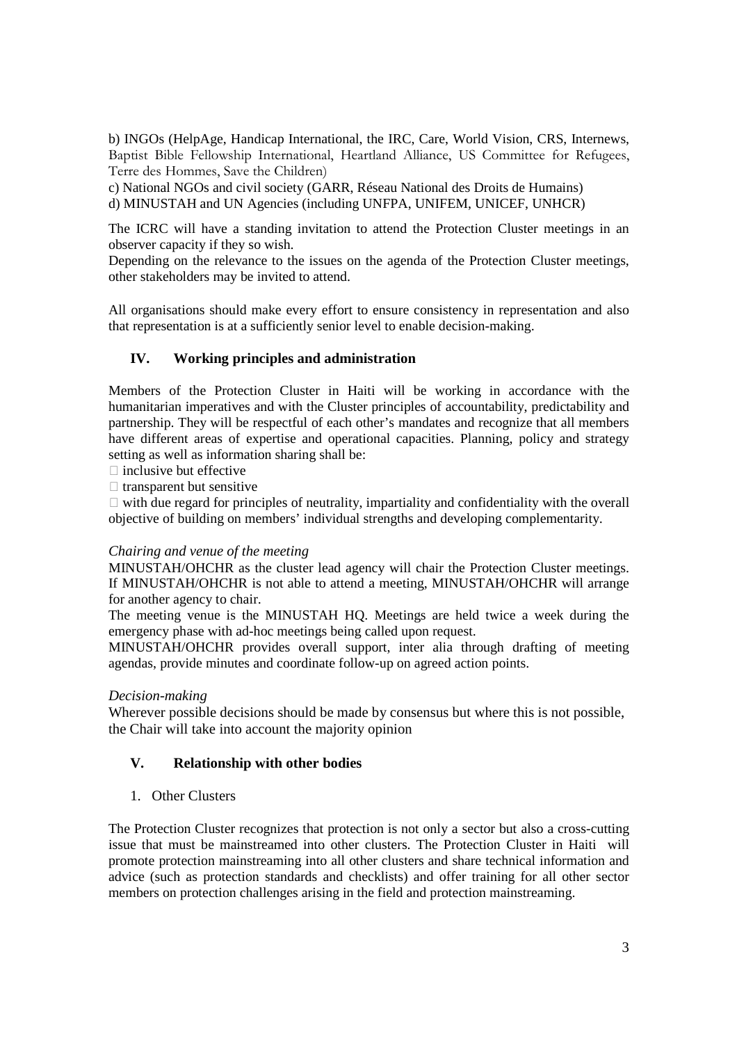b) INGOs (HelpAge, Handicap International, the IRC, Care, World Vision, CRS, Internews, Baptist Bible Fellowship International, Heartland Alliance, US Committee for Refugees, Terre des Hommes, Save the Children)

c) National NGOs and civil society (GARR, Réseau National des Droits de Humains)

d) MINUSTAH and UN Agencies (including UNFPA, UNIFEM, UNICEF, UNHCR)

The ICRC will have a standing invitation to attend the Protection Cluster meetings in an observer capacity if they so wish.

Depending on the relevance to the issues on the agenda of the Protection Cluster meetings, other stakeholders may be invited to attend.

All organisations should make every effort to ensure consistency in representation and also that representation is at a sufficiently senior level to enable decision-making.

## IV. Working principles and administration

Members of the Protection Cluster in Haiti will be working in accordance with the humanitarian imperatives and with the Cluster principles of accountability, predictability and partnership. They will be respectful of each other's mandates and recognize that all members have different areas of expertise and operational capacities. Planning, policy and strategy setting as well as information sharing shall be:

- inclusive but effective
- transparent but sensitive
- with due regard for principles of neutrality, impartiality and confidentiality with the overall objective of building on members' individual strengths and developing complementarity.

*Chairing and venue of the meeting*

MINUSTAH/OHCHR as the cluster lead agency will chair the Protection Cluster meetings. If MINUSTAH/OHCHR is not able to attend a meeting, MINUSTAH/OHCHR will arrange for another agency to chair.

The meeting venue is the MINUSTAH HQ. Meetings are held twice a week during the emergency phase with ad-hoc meetings being called upon request.

MINUSTAH/OHCHR provides overall support, inter alia through drafting of meeting agendas, provide minutes and coordinate follow-up on agreed action points.

*Decision-making*

Wherever possible decisions should be made by consensus but where this is not possible, the Chair will take into account the majority opinion

## V. Relationship with other bodies

1. Other Clusters

The Protection Cluster recognizes that protection is not only a sector but also a cross-cutting issue that must be mainstreamed into other clusters. The Protection Cluster in Haiti will promote protection mainstreaming into all other clusters and share technical information and advice (such as protection standards and checklists) and offer training for all other sector members on protection challenges arising in the field and protection mainstreaming.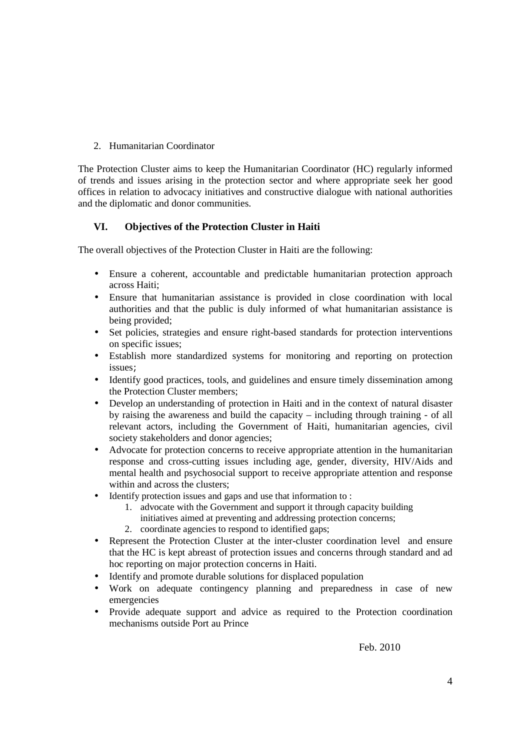2. Humanitarian Coordinator

The Protection Cluster aims to keep the Humanitarian Coordinator (HC) regularly informed of trends and issues arising in the protection sector and where appropriate seek her good offices in relation to advocacy initiatives and constructive dialogue with national authorities and the diplomatic and donor communities.

## VI. Objectives of the Protection Cluster in Haiti

The overall objectives of the Protection Cluster in Haiti are the following:

- Ensure a coherent, accountable and predictable humanitarian protection approach across Haiti;
- Ensure that humanitarian assistance is provided in close coordination with local authorities and that the public is duly informed of what humanitarian assistance is being provided;
- Set policies, strategies and ensure right-based standards for protection interventions on specific issues;
- Establish more standardized systems for monitoring and reporting on protection issues;
- Identify good practices, tools, and guidelines and ensure timely dissemination among the Protection Cluster members;
- Develop an understanding of protection in Haiti and in the context of natural disaster by raising the awareness and build the capacity – including through training - of all relevant actors, including the Government of Haiti, humanitarian agencies, civil society stakeholders and donor agencies;
- Advocate for protection concerns to receive appropriate attention in the humanitarian response and cross-cutting issues including age, gender, diversity, HIV/Aids and mental health and psychosocial support to receive appropriate attention and response within and across the clusters;
- Identify protection issues and gaps and use that information to :
    1. advocate with the Government and support it through capacity building initiatives aimed at preventing and addressing protection concerns;
    2. coordinate agencies to respond to identified gaps;
- Represent the Protection Cluster at the inter-cluster coordination level and ensure that the HC is kept abreast of protection issues and concerns through standard and ad hoc reporting on major protection concerns in Haiti.
- Identify and promote durable solutions for displaced population
- Work on adequate contingency planning and preparedness in case of new emergencies
- Provide adequate support and advice as required to the Protection coordination mechanisms outside Port au Prince

Feb. 2010